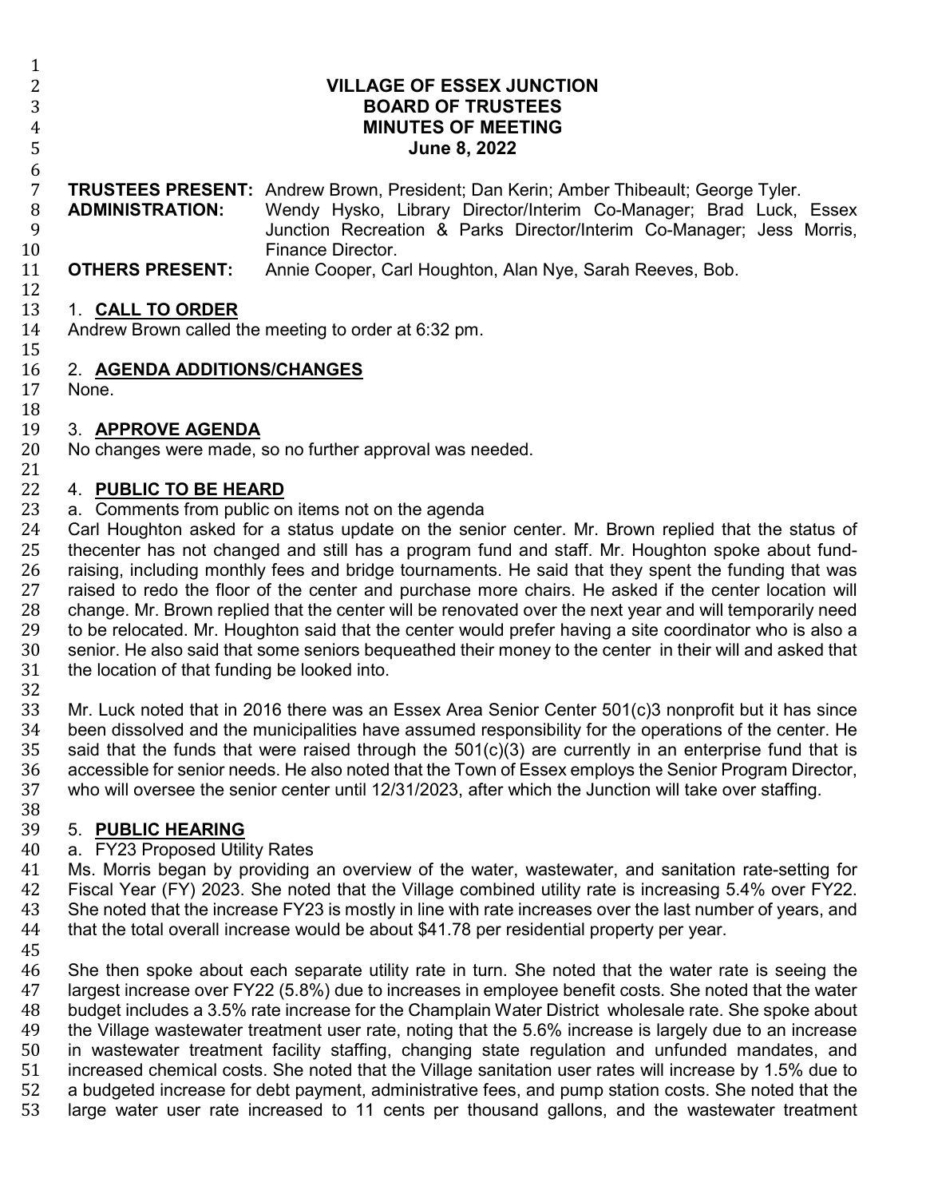# VILLAGE OF ESSEX JUNCTION
# BOARD OF TRUSTEES
# MINUTES OF MEETING
# June 8, 2022

**TRUSTEES PRESENT:** Andrew Brown, President; Dan Kerin; Amber Thibeault; George Tyler.
**ADMINISTRATION:** Wendy Hysko, Library Director/Interim Co-Manager; Brad Luck, Essex Junction Recreation & Parks Director/Interim Co-Manager; Jess Morris, Finance Director.
**OTHERS PRESENT:** Annie Cooper, Carl Houghton, Alan Nye, Sarah Reeves, Bob.

## 1. CALL TO ORDER

Andrew Brown called the meeting to order at 6:32 pm.

## 2. AGENDA ADDITIONS/CHANGES

None.

## 3. APPROVE AGENDA

No changes were made, so no further approval was needed.

## 4. PUBLIC TO BE HEARD

a. Comments from public on items not on the agenda

Carl Houghton asked for a status update on the senior center. Mr. Brown replied that the status of thecenter has not changed and still has a program fund and staff. Mr. Houghton spoke about fund-raising, including monthly fees and bridge tournaments. He said that they spent the funding that was raised to redo the floor of the center and purchase more chairs. He asked if the center location will change. Mr. Brown replied that the center will be renovated over the next year and will temporarily need to be relocated. Mr. Houghton said that the center would prefer having a site coordinator who is also a senior. He also said that some seniors bequeathed their money to the center in their will and asked that the location of that funding be looked into.

Mr. Luck noted that in 2016 there was an Essex Area Senior Center 501(c)3 nonprofit but it has since been dissolved and the municipalities have assumed responsibility for the operations of the center. He said that the funds that were raised through the 501(c)(3) are currently in an enterprise fund that is accessible for senior needs. He also noted that the Town of Essex employs the Senior Program Director, who will oversee the senior center until 12/31/2023, after which the Junction will take over staffing.

## 5. PUBLIC HEARING

a. FY23 Proposed Utility Rates

Ms. Morris began by providing an overview of the water, wastewater, and sanitation rate-setting for Fiscal Year (FY) 2023. She noted that the Village combined utility rate is increasing 5.4% over FY22. She noted that the increase FY23 is mostly in line with rate increases over the last number of years, and that the total overall increase would be about $41.78 per residential property per year.

She then spoke about each separate utility rate in turn. She noted that the water rate is seeing the largest increase over FY22 (5.8%) due to increases in employee benefit costs. She noted that the water budget includes a 3.5% rate increase for the Champlain Water District wholesale rate. She spoke about the Village wastewater treatment user rate, noting that the 5.6% increase is largely due to an increase in wastewater treatment facility staffing, changing state regulation and unfunded mandates, and increased chemical costs. She noted that the Village sanitation user rates will increase by 1.5% due to a budgeted increase for debt payment, administrative fees, and pump station costs. She noted that the large water user rate increased to 11 cents per thousand gallons, and the wastewater treatment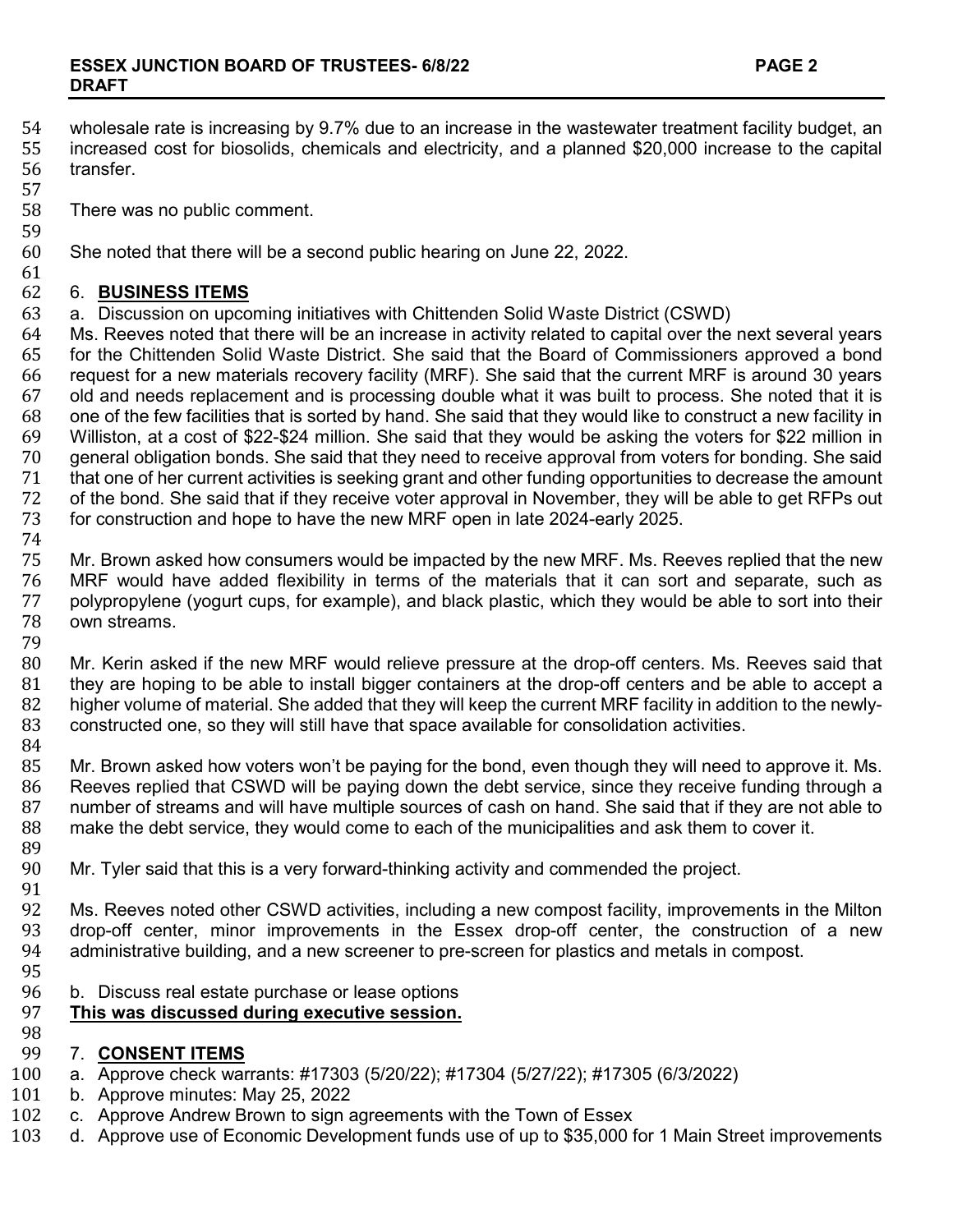wholesale rate is increasing by 9.7% due to an increase in the wastewater treatment facility budget, an increased cost for biosolids, chemicals and electricity, and a planned $20,000 increase to the capital transfer.

There was no public comment.

She noted that there will be a second public hearing on June 22, 2022.

6. **BUSINESS ITEMS**

a. Discussion on upcoming initiatives with Chittenden Solid Waste District (CSWD)

Ms. Reeves noted that there will be an increase in activity related to capital over the next several years for the Chittenden Solid Waste District. She said that the Board of Commissioners approved a bond request for a new materials recovery facility (MRF). She said that the current MRF is around 30 years old and needs replacement and is processing double what it was built to process. She noted that it is one of the few facilities that is sorted by hand. She said that they would like to construct a new facility in Williston, at a cost of $22-$24 million. She said that they would be asking the voters for $22 million in general obligation bonds. She said that they need to receive approval from voters for bonding. She said that one of her current activities is seeking grant and other funding opportunities to decrease the amount of the bond. She said that if they receive voter approval in November, they will be able to get RFPs out for construction and hope to have the new MRF open in late 2024-early 2025.

Mr. Brown asked how consumers would be impacted by the new MRF. Ms. Reeves replied that the new MRF would have added flexibility in terms of the materials that it can sort and separate, such as polypropylene (yogurt cups, for example), and black plastic, which they would be able to sort into their own streams.

Mr. Kerin asked if the new MRF would relieve pressure at the drop-off centers. Ms. Reeves said that they are hoping to be able to install bigger containers at the drop-off centers and be able to accept a higher volume of material. She added that they will keep the current MRF facility in addition to the newly-constructed one, so they will still have that space available for consolidation activities.

Mr. Brown asked how voters won't be paying for the bond, even though they will need to approve it. Ms. Reeves replied that CSWD will be paying down the debt service, since they receive funding through a number of streams and will have multiple sources of cash on hand. She said that if they are not able to make the debt service, they would come to each of the municipalities and ask them to cover it.

Mr. Tyler said that this is a very forward-thinking activity and commended the project.

Ms. Reeves noted other CSWD activities, including a new compost facility, improvements in the Milton drop-off center, minor improvements in the Essex drop-off center, the construction of a new administrative building, and a new screener to pre-screen for plastics and metals in compost.

b. Discuss real estate purchase or lease options

**This was discussed during executive session.**

7. **CONSENT ITEMS**

a. Approve check warrants: #17303 (5/20/22); #17304 (5/27/22); #17305 (6/3/2022)
b. Approve minutes: May 25, 2022
c. Approve Andrew Brown to sign agreements with the Town of Essex
d. Approve use of Economic Development funds use of up to $35,000 for 1 Main Street improvements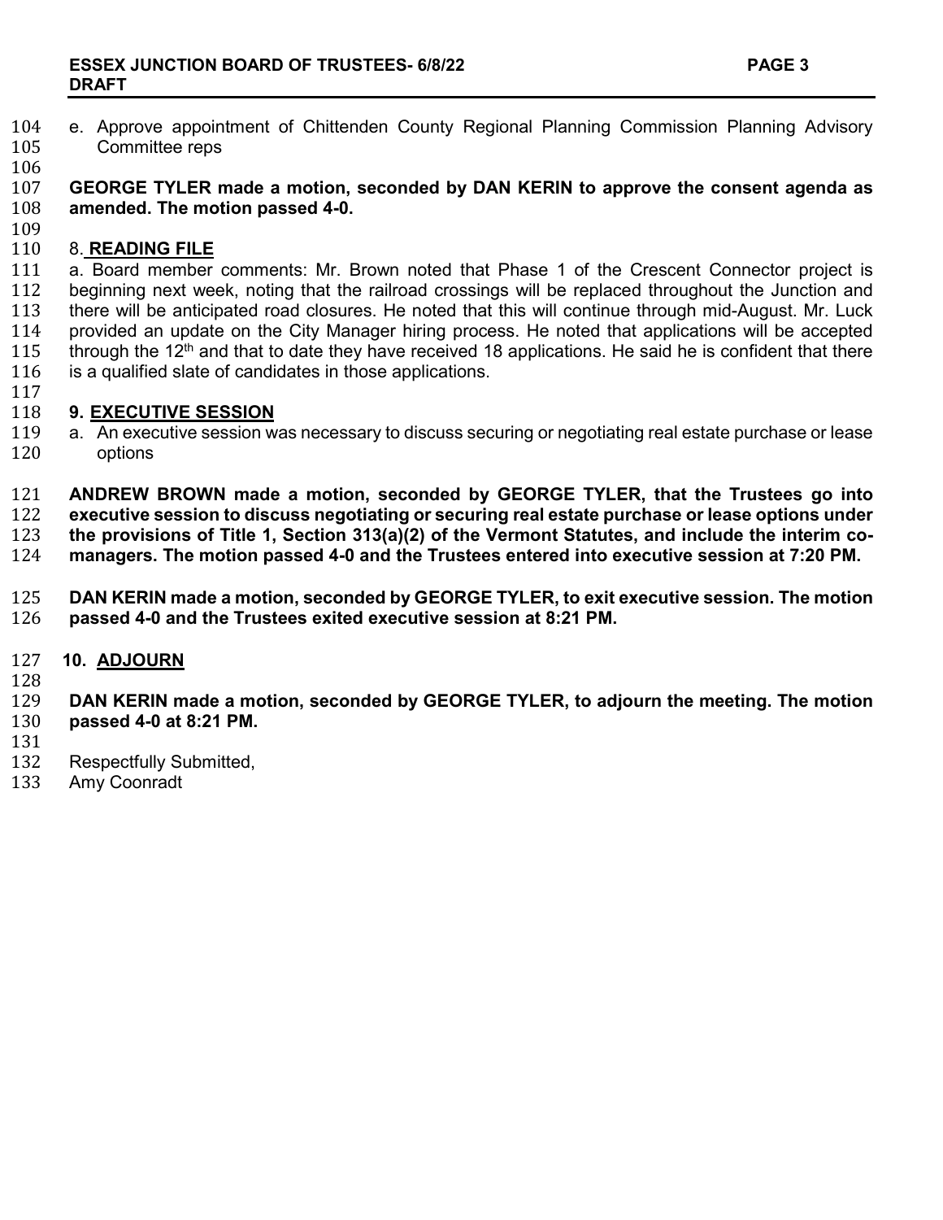e. Approve appointment of Chittenden County Regional Planning Commission Planning Advisory Committee reps

**GEORGE TYLER made a motion, seconded by DAN KERIN to approve the consent agenda as amended. The motion passed 4-0.**

## 8. READING FILE

a. Board member comments: Mr. Brown noted that Phase 1 of the Crescent Connector project is beginning next week, noting that the railroad crossings will be replaced throughout the Junction and there will be anticipated road closures. He noted that this will continue through mid-August. Mr. Luck provided an update on the City Manager hiring process. He noted that applications will be accepted through the 12th and that to date they have received 18 applications. He said he is confident that there is a qualified slate of candidates in those applications.

## 9. EXECUTIVE SESSION

a. An executive session was necessary to discuss securing or negotiating real estate purchase or lease options

**ANDREW BROWN made a motion, seconded by GEORGE TYLER, that the Trustees go into executive session to discuss negotiating or securing real estate purchase or lease options under the provisions of Title 1, Section 313(a)(2) of the Vermont Statutes, and include the interim co-managers. The motion passed 4-0 and the Trustees entered into executive session at 7:20 PM.**

**DAN KERIN made a motion, seconded by GEORGE TYLER, to exit executive session. The motion passed 4-0 and the Trustees exited executive session at 8:21 PM.**

## 10. ADJOURN

**DAN KERIN made a motion, seconded by GEORGE TYLER, to adjourn the meeting. The motion passed 4-0 at 8:21 PM.**

Respectfully Submitted,
Amy Coonradt